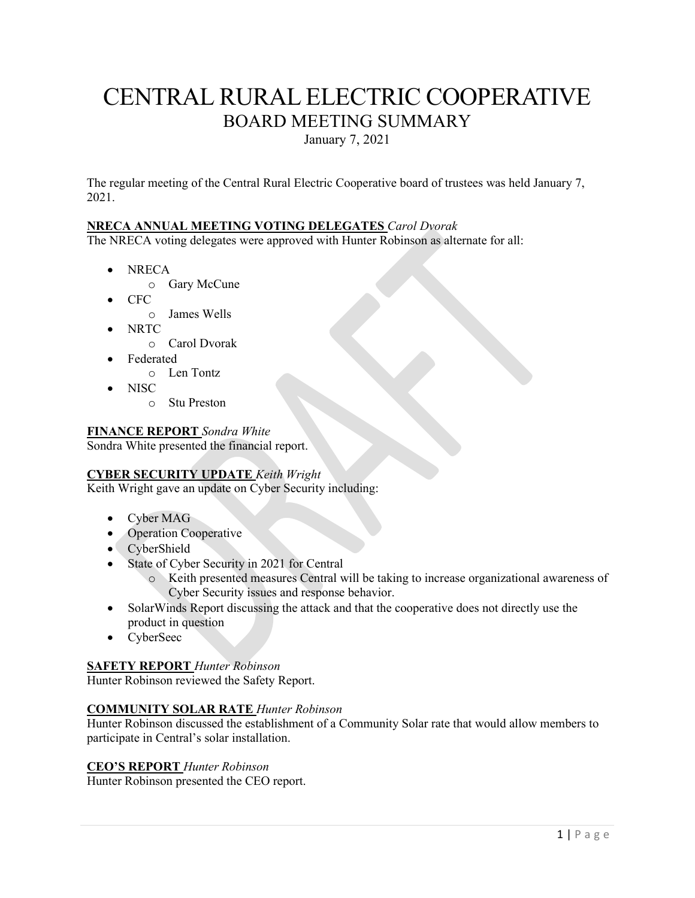# CENTRAL RURAL ELECTRIC COOPERATIVE

## BOARD MEETING SUMMARY

January 7, 2021

The regular meeting of the Central Rural Electric Cooperative board of trustees was held January 7, 2021.

**NRECA ANNUAL MEETING VOTING DELEGATES** *Carol Dvorak*

The NRECA voting delegates were approved with Hunter Robinson as alternate for all:

- NRECA
  - Gary McCune
- CFC
  - James Wells
- NRTC
  - Carol Dvorak
- Federated
  - Len Tontz
- NISC
  - Stu Preston

**FINANCE REPORT** *Sondra White*

Sondra White presented the financial report.

**CYBER SECURITY UPDATE** *Keith Wright*

Keith Wright gave an update on Cyber Security including:

- Cyber MAG
- Operation Cooperative
- CyberShield
- State of Cyber Security in 2021 for Central
  - Keith presented measures Central will be taking to increase organizational awareness of Cyber Security issues and response behavior.
- SolarWinds Report discussing the attack and that the cooperative does not directly use the product in question
- CyberSeec

**SAFETY REPORT** *Hunter Robinson*

Hunter Robinson reviewed the Safety Report.

**COMMUNITY SOLAR RATE** *Hunter Robinson*

Hunter Robinson discussed the establishment of a Community Solar rate that would allow members to participate in Central's solar installation.

**CEO'S REPORT** *Hunter Robinson*

Hunter Robinson presented the CEO report.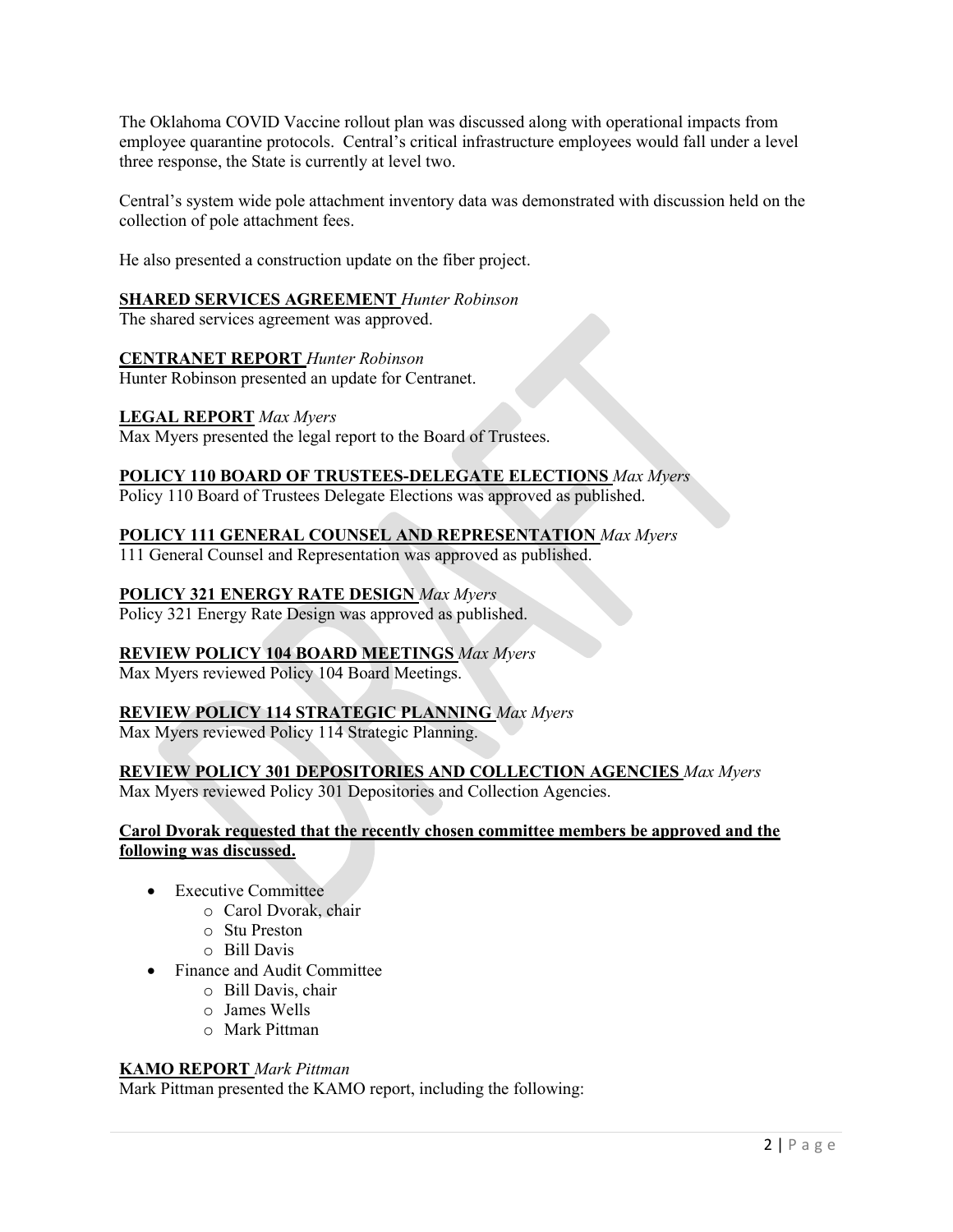The Oklahoma COVID Vaccine rollout plan was discussed along with operational impacts from employee quarantine protocols. Central's critical infrastructure employees would fall under a level three response, the State is currently at level two.

Central's system wide pole attachment inventory data was demonstrated with discussion held on the collection of pole attachment fees.

He also presented a construction update on the fiber project.

**SHARED SERVICES AGREEMENT** *Hunter Robinson*
The shared services agreement was approved.

**CENTRANET REPORT** *Hunter Robinson*
Hunter Robinson presented an update for Centranet.

**LEGAL REPORT** *Max Myers*
Max Myers presented the legal report to the Board of Trustees.

**POLICY 110 BOARD OF TRUSTEES-DELEGATE ELECTIONS** *Max Myers*
Policy 110 Board of Trustees Delegate Elections was approved as published.

**POLICY 111 GENERAL COUNSEL AND REPRESENTATION** *Max Myers*
111 General Counsel and Representation was approved as published.

**POLICY 321 ENERGY RATE DESIGN** *Max Myers*
Policy 321 Energy Rate Design was approved as published.

**REVIEW POLICY 104 BOARD MEETINGS** *Max Myers*
Max Myers reviewed Policy 104 Board Meetings.

**REVIEW POLICY 114 STRATEGIC PLANNING** *Max Myers*
Max Myers reviewed Policy 114 Strategic Planning.

**REVIEW POLICY 301 DEPOSITORIES AND COLLECTION AGENCIES** *Max Myers*
Max Myers reviewed Policy 301 Depositories and Collection Agencies.

**Carol Dvorak requested that the recently chosen committee members be approved and the following was discussed.**

- Executive Committee
  - Carol Dvorak, chair
  - Stu Preston
  - Bill Davis
- Finance and Audit Committee
  - Bill Davis, chair
  - James Wells
  - Mark Pittman

**KAMO REPORT** *Mark Pittman*
Mark Pittman presented the KAMO report, including the following: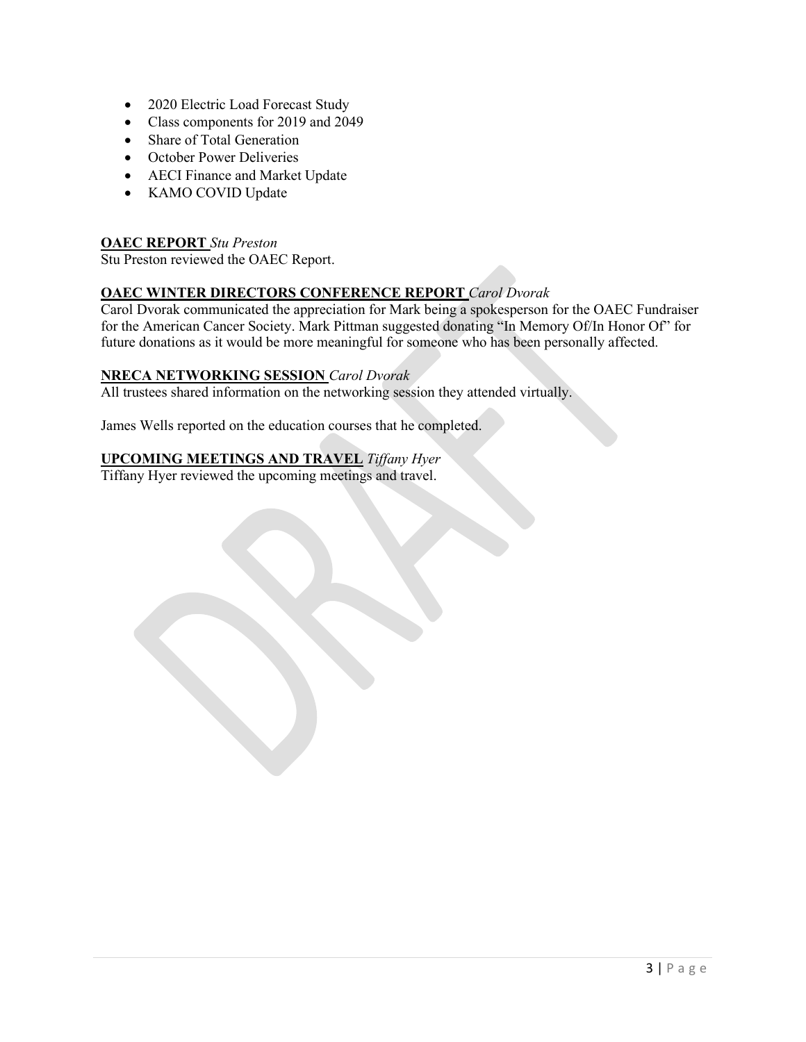- 2020 Electric Load Forecast Study
- Class components for 2019 and 2049
- Share of Total Generation
- October Power Deliveries
- AECI Finance and Market Update
- KAMO COVID Update

**OAEC REPORT** *Stu Preston*

Stu Preston reviewed the OAEC Report.

**OAEC WINTER DIRECTORS CONFERENCE REPORT** *Carol Dvorak*

Carol Dvorak communicated the appreciation for Mark being a spokesperson for the OAEC Fundraiser for the American Cancer Society. Mark Pittman suggested donating "In Memory Of/In Honor Of" for future donations as it would be more meaningful for someone who has been personally affected.

**NRECA NETWORKING SESSION** *Carol Dvorak*

All trustees shared information on the networking session they attended virtually.

James Wells reported on the education courses that he completed.

**UPCOMING MEETINGS AND TRAVEL** *Tiffany Hyer*

Tiffany Hyer reviewed the upcoming meetings and travel.